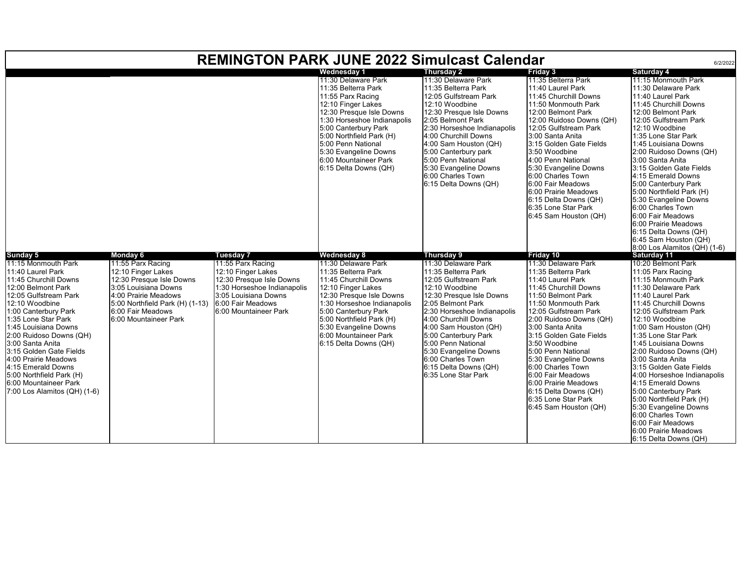# REMINGTON PARK JUNE 2022 Simulcast Calendar

6/2/2022

| | | | Wednesday 1 | Thursday 2 | Friday 3 | Saturday 4 |
|---|---|---|---|---|---|---|
| | | | 11:30 Delaware Park<br>11:35 Belterra Park<br>11:55 Parx Racing<br>12:10 Finger Lakes<br>12:30 Presque Isle Downs<br>1:30 Horseshoe Indianapolis<br>5:00 Canterbury Park<br>5:00 Northfield Park (H)<br>5:00 Penn National<br>5:30 Evangeline Downs<br>6:00 Mountaineer Park<br>6:15 Delta Downs (QH) | 11:30 Delaware Park<br>11:35 Belterra Park<br>12:05 Gulfstream Park<br>12:10 Woodbine<br>12:30 Presque Isle Downs<br>2:05 Belmont Park<br>2:30 Horseshoe Indianapolis<br>4:00 Churchill Downs<br>4:00 Sam Houston (QH)<br>5:00 Canterbury park<br>5:00 Penn National<br>5:30 Evangeline Downs<br>6:00 Charles Town<br>6:15 Delta Downs (QH) | 11:35 Belterra Park<br>11:40 Laurel Park<br>11:45 Churchill Downs<br>11:50 Monmouth Park<br>12:00 Belmont Park<br>12:00 Ruidoso Downs (QH)<br>12:05 Gulfstream Park<br>3:00 Santa Anita<br>3:15 Golden Gate Fields<br>3:50 Woodbine<br>4:00 Penn National<br>5:30 Evangeline Downs<br>6:00 Charles Town<br>6:00 Fair Meadows<br>6:00 Prairie Meadows<br>6:15 Delta Downs (QH)<br>6:35 Lone Star Park<br>6:45 Sam Houston (QH) | 11:15 Monmouth Park<br>11:30 Delaware Park<br>11:40 Laurel Park<br>11:45 Churchill Downs<br>12:00 Belmont Park<br>12:05 Gulfstream Park<br>12:10 Woodbine<br>1:35 Lone Star Park<br>1:45 Louisiana Downs<br>2:00 Ruidoso Downs (QH)<br>3:00 Santa Anita<br>3:15 Golden Gate Fields<br>4:15 Emerald Downs<br>5:00 Canterbury Park<br>5:00 Northfield Park (H)<br>5:30 Evangeline Downs<br>6:00 Charles Town<br>6:00 Fair Meadows<br>6:00 Prairie Meadows<br>6:15 Delta Downs (QH)<br>6:45 Sam Houston (QH)<br>8:00 Los Alamitos (QH) (1-6) |
| **Sunday 5** | **Monday 6** | **Tuesday 7** | **Wednesday 8** | **Thursday 9** | **Friday 10** | **Saturday 11** |
| 11:15 Monmouth Park<br>11:40 Laurel Park<br>11:45 Churchill Downs<br>12:00 Belmont Park<br>12:05 Gulfstream Park<br>12:10 Woodbine<br>1:00 Canterbury Park<br>1:35 Lone Star Park<br>1:45 Louisiana Downs<br>2:00 Ruidoso Downs (QH)<br>3:00 Santa Anita<br>3:15 Golden Gate Fields<br>4:00 Prairie Meadows<br>4:15 Emerald Downs<br>5:00 Northfield Park (H)<br>6:00 Mountaineer Park<br>7:00 Los Alamitos (QH) (1-6) | 11:55 Parx Racing<br>12:10 Finger Lakes<br>12:30 Presque Isle Downs<br>3:05 Louisiana Downs<br>4:00 Prairie Meadows<br>5:00 Northfield Park (H) (1-13)<br>6:00 Fair Meadows<br>6:00 Mountaineer Park | 11:55 Parx Racing<br>12:10 Finger Lakes<br>12:30 Presque Isle Downs<br>1:30 Horseshoe Indianapolis<br>3:05 Louisiana Downs<br>6:00 Fair Meadows<br>6:00 Mountaineer Park | 11:30 Delaware Park<br>11:35 Belterra Park<br>11:45 Churchill Downs<br>12:10 Finger Lakes<br>12:30 Presque Isle Downs<br>1:30 Horseshoe Indianapolis<br>5:00 Canterbury Park<br>5:00 Northfield Park (H)<br>5:30 Evangeline Downs<br>6:00 Mountaineer Park<br>6:15 Delta Downs (QH) | 11:30 Delaware Park<br>11:35 Belterra Park<br>12:05 Gulfstream Park<br>12:10 Woodbine<br>12:30 Presque Isle Downs<br>2:05 Belmont Park<br>2:30 Horseshoe Indianapolis<br>4:00 Churchill Downs<br>4:00 Sam Houston (QH)<br>5:00 Canterbury Park<br>5:00 Penn National<br>5:30 Evangeline Downs<br>6:00 Charles Town<br>6:15 Delta Downs (QH)<br>6:35 Lone Star Park | 11:30 Delaware Park<br>11:35 Belterra Park<br>11:40 Laurel Park<br>11:45 Churchill Downs<br>11:50 Monmouth Park<br>12:05 Gulfstream Park<br>2:00 Ruidoso Downs (QH)<br>3:00 Santa Anita<br>3:15 Golden Gate Fields<br>3:50 Woodbine<br>5:00 Penn National<br>5:30 Evangeline Downs<br>6:00 Charles Town<br>6:00 Fair Meadows<br>6:00 Prairie Meadows<br>6:15 Delta Downs (QH)<br>6:35 Lone Star Park<br>6:45 Sam Houston (QH) | 10:20 Belmont Park<br>11:05 Parx Racing<br>11:15 Monmouth Park<br>11:30 Delaware Park<br>11:40 Laurel Park<br>11:45 Churchill Downs<br>12:05 Gulfstream Park<br>12:10 Woodbine<br>1:00 Sam Houston (QH)<br>1:35 Lone Star Park<br>1:45 Louisiana Downs<br>2:00 Ruidoso Downs (QH)<br>3:00 Santa Anita<br>3:15 Golden Gate Fields<br>4:00 Horseshoe Indianapolis<br>4:15 Emerald Downs<br>5:00 Canterbury Park<br>5:00 Northfield Park (H)<br>5:30 Evangeline Downs<br>6:00 Charles Town<br>6:00 Fair Meadows<br>6:00 Prairie Meadows<br>6:15 Delta Downs (QH) |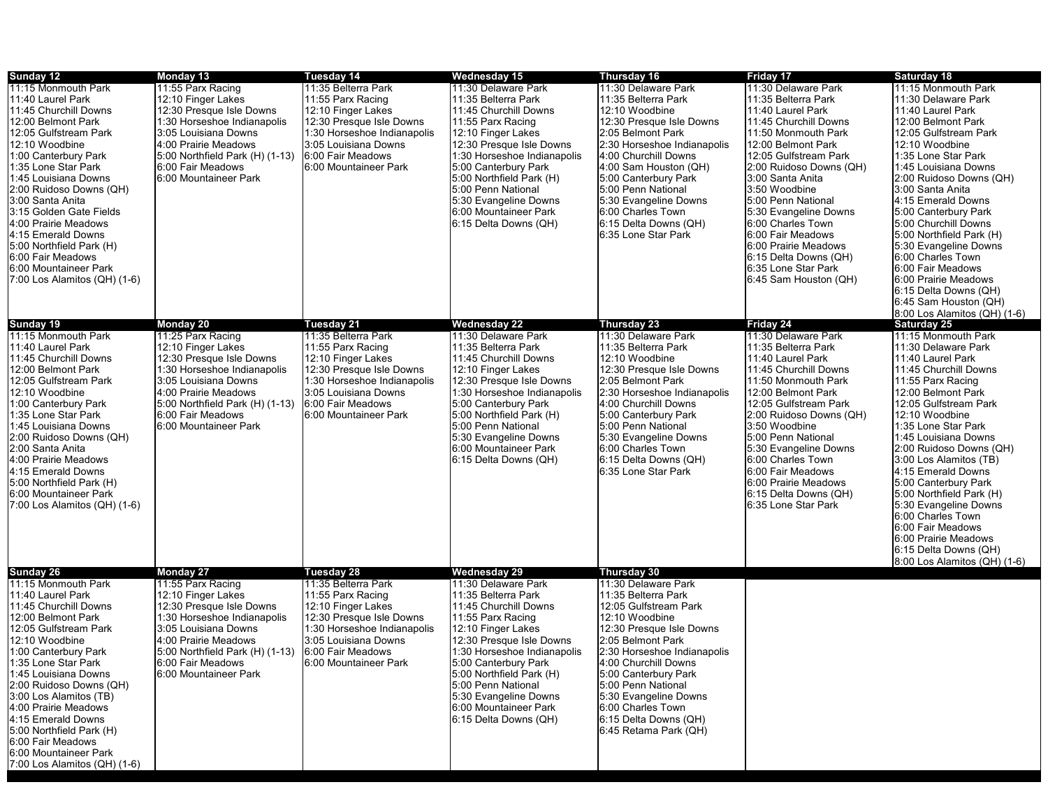| Sunday 12 | Monday 13 | Tuesday 14 | Wednesday 15 | Thursday 16 | Friday 17 | Saturday 18 |
|---|---|---|---|---|---|---|
| 11:15 Monmouth Park<br>11:40 Laurel Park<br>11:45 Churchill Downs<br>12:00 Belmont Park<br>12:05 Gulfstream Park<br>12:10 Woodbine<br>1:00 Canterbury Park<br>1:35 Lone Star Park<br>1:45 Louisiana Downs<br>2:00 Ruidoso Downs (QH)<br>3:00 Santa Anita<br>3:15 Golden Gate Fields<br>4:00 Prairie Meadows<br>4:15 Emerald Downs<br>5:00 Northfield Park (H)<br>6:00 Fair Meadows<br>6:00 Mountaineer Park<br>7:00 Los Alamitos (QH) (1-6) | 11:55 Parx Racing<br>12:10 Finger Lakes<br>12:30 Presque Isle Downs<br>1:30 Horseshoe Indianapolis<br>3:05 Louisiana Downs<br>4:00 Prairie Meadows<br>5:00 Northfield Park (H) (1-13)<br>6:00 Fair Meadows<br>6:00 Mountaineer Park | 11:35 Belterra Park<br>11:55 Parx Racing<br>12:10 Finger Lakes<br>12:30 Presque Isle Downs<br>1:30 Horseshoe Indianapolis<br>3:05 Louisiana Downs<br>6:00 Fair Meadows<br>6:00 Mountaineer Park | 11:30 Delaware Park<br>11:35 Belterra Park<br>11:45 Churchill Downs<br>11:55 Parx Racing<br>12:10 Finger Lakes<br>12:30 Presque Isle Downs<br>1:30 Horseshoe Indianapolis<br>5:00 Canterbury Park<br>5:00 Northfield Park (H)<br>5:00 Penn National<br>5:30 Evangeline Downs<br>6:00 Mountaineer Park<br>6:15 Delta Downs (QH) | 11:30 Delaware Park<br>11:35 Belterra Park<br>12:10 Woodbine<br>12:30 Presque Isle Downs<br>2:05 Belmont Park<br>2:30 Horseshoe Indianapolis<br>4:00 Churchill Downs<br>4:00 Sam Houston (QH)<br>5:00 Canterbury Park<br>5:00 Penn National<br>5:30 Evangeline Downs<br>6:00 Charles Town<br>6:15 Delta Downs (QH)<br>6:35 Lone Star Park | 11:30 Delaware Park<br>11:35 Belterra Park<br>11:40 Laurel Park<br>11:45 Churchill Downs<br>11:50 Monmouth Park<br>12:00 Belmont Park<br>12:05 Gulfstream Park<br>2:00 Ruidoso Downs (QH)<br>3:00 Santa Anita<br>3:50 Woodbine<br>5:00 Penn National<br>5:30 Evangeline Downs<br>6:00 Charles Town<br>6:00 Fair Meadows<br>6:00 Prairie Meadows<br>6:15 Delta Downs (QH)<br>6:35 Lone Star Park<br>6:45 Sam Houston (QH) | 11:15 Monmouth Park<br>11:30 Delaware Park<br>11:40 Laurel Park<br>12:00 Belmont Park<br>12:05 Gulfstream Park<br>12:10 Woodbine<br>1:35 Lone Star Park<br>1:45 Louisiana Downs<br>2:00 Ruidoso Downs (QH)<br>3:00 Santa Anita<br>4:15 Emerald Downs<br>5:00 Canterbury Park<br>5:00 Churchill Downs<br>5:00 Northfield Park (H)<br>5:30 Evangeline Downs<br>6:00 Charles Town<br>6:00 Fair Meadows<br>6:00 Prairie Meadows<br>6:15 Delta Downs (QH)<br>6:45 Sam Houston (QH)<br>8:00 Los Alamitos (QH) (1-6) |
| **Sunday 19** | **Monday 20** | **Tuesday 21** | **Wednesday 22** | **Thursday 23** | **Friday 24** | **Saturday 25** |
| 11:15 Monmouth Park<br>11:40 Laurel Park<br>11:45 Churchill Downs<br>12:00 Belmont Park<br>12:05 Gulfstream Park<br>12:10 Woodbine<br>1:00 Canterbury Park<br>1:35 Lone Star Park<br>1:45 Louisiana Downs<br>2:00 Ruidoso Downs (QH)<br>2:00 Santa Anita<br>4:00 Prairie Meadows<br>4:15 Emerald Downs<br>5:00 Northfield Park (H)<br>6:00 Mountaineer Park<br>7:00 Los Alamitos (QH) (1-6) | 11:25 Parx Racing<br>12:10 Finger Lakes<br>12:30 Presque Isle Downs<br>1:30 Horseshoe Indianapolis<br>3:05 Louisiana Downs<br>4:00 Prairie Meadows<br>5:00 Northfield Park (H) (1-13)<br>6:00 Fair Meadows<br>6:00 Mountaineer Park | 11:35 Belterra Park<br>11:55 Parx Racing<br>12:10 Finger Lakes<br>12:30 Presque Isle Downs<br>1:30 Horseshoe Indianapolis<br>3:05 Louisiana Downs<br>6:00 Fair Meadows<br>6:00 Mountaineer Park | 11:30 Delaware Park<br>11:35 Belterra Park<br>11:45 Churchill Downs<br>12:10 Finger Lakes<br>12:30 Presque Isle Downs<br>1:30 Horseshoe Indianapolis<br>5:00 Canterbury Park<br>5:00 Northfield Park (H)<br>5:00 Penn National<br>5:30 Evangeline Downs<br>6:00 Mountaineer Park<br>6:15 Delta Downs (QH) | 11:30 Delaware Park<br>11:35 Belterra Park<br>12:10 Woodbine<br>12:30 Presque Isle Downs<br>2:05 Belmont Park<br>2:30 Horseshoe Indianapolis<br>4:00 Churchill Downs<br>5:00 Canterbury Park<br>5:00 Penn National<br>5:30 Evangeline Downs<br>6:00 Charles Town<br>6:15 Delta Downs (QH)<br>6:35 Lone Star Park | 11:30 Delaware Park<br>11:35 Belterra Park<br>11:40 Laurel Park<br>11:45 Churchill Downs<br>11:50 Monmouth Park<br>12:00 Belmont Park<br>12:05 Gulfstream Park<br>2:00 Ruidoso Downs (QH)<br>3:50 Woodbine<br>5:00 Penn National<br>5:30 Evangeline Downs<br>6:00 Charles Town<br>6:00 Fair Meadows<br>6:00 Prairie Meadows<br>6:15 Delta Downs (QH)<br>6:35 Lone Star Park | 11:15 Monmouth Park<br>11:30 Delaware Park<br>11:40 Laurel Park<br>11:45 Churchill Downs<br>11:55 Parx Racing<br>12:00 Belmont Park<br>12:05 Gulfstream Park<br>12:10 Woodbine<br>1:35 Lone Star Park<br>1:45 Louisiana Downs<br>2:00 Ruidoso Downs (QH)<br>3:00 Los Alamitos (TB)<br>4:15 Emerald Downs<br>5:00 Canterbury Park<br>5:00 Northfield Park (H)<br>5:30 Evangeline Downs<br>6:00 Charles Town<br>6:00 Fair Meadows<br>6:00 Prairie Meadows<br>6:15 Delta Downs (QH)<br>8:00 Los Alamitos (QH) (1-6) |
| **Sunday 26** | **Monday 27** | **Tuesday 28** | **Wednesday 29** | **Thursday 30** | | |
| 11:15 Monmouth Park<br>11:40 Laurel Park<br>11:45 Churchill Downs<br>12:00 Belmont Park<br>12:05 Gulfstream Park<br>12:10 Woodbine<br>1:00 Canterbury Park<br>1:35 Lone Star Park<br>1:45 Louisiana Downs<br>2:00 Ruidoso Downs (QH)<br>3:00 Los Alamitos (TB)<br>4:00 Prairie Meadows<br>4:15 Emerald Downs<br>5:00 Northfield Park (H)<br>6:00 Fair Meadows<br>6:00 Mountaineer Park<br>7:00 Los Alamitos (QH) (1-6) | 11:55 Parx Racing<br>12:10 Finger Lakes<br>12:30 Presque Isle Downs<br>1:30 Horseshoe Indianapolis<br>3:05 Louisiana Downs<br>4:00 Prairie Meadows<br>5:00 Northfield Park (H) (1-13)<br>6:00 Fair Meadows<br>6:00 Mountaineer Park | 11:35 Belterra Park<br>11:55 Parx Racing<br>12:10 Finger Lakes<br>12:30 Presque Isle Downs<br>1:30 Horseshoe Indianapolis<br>3:05 Louisiana Downs<br>6:00 Fair Meadows<br>6:00 Mountaineer Park | 11:30 Delaware Park<br>11:35 Belterra Park<br>11:45 Churchill Downs<br>11:55 Parx Racing<br>12:10 Finger Lakes<br>12:30 Presque Isle Downs<br>1:30 Horseshoe Indianapolis<br>5:00 Canterbury Park<br>5:00 Northfield Park (H)<br>5:00 Penn National<br>5:30 Evangeline Downs<br>6:00 Mountaineer Park<br>6:15 Delta Downs (QH) | 11:30 Delaware Park<br>11:35 Belterra Park<br>12:05 Gulfstream Park<br>12:10 Woodbine<br>12:30 Presque Isle Downs<br>2:05 Belmont Park<br>2:30 Horseshoe Indianapolis<br>4:00 Churchill Downs<br>5:00 Canterbury Park<br>5:00 Penn National<br>5:30 Evangeline Downs<br>6:00 Charles Town<br>6:15 Delta Downs (QH)<br>6:45 Retama Park (QH) | | |